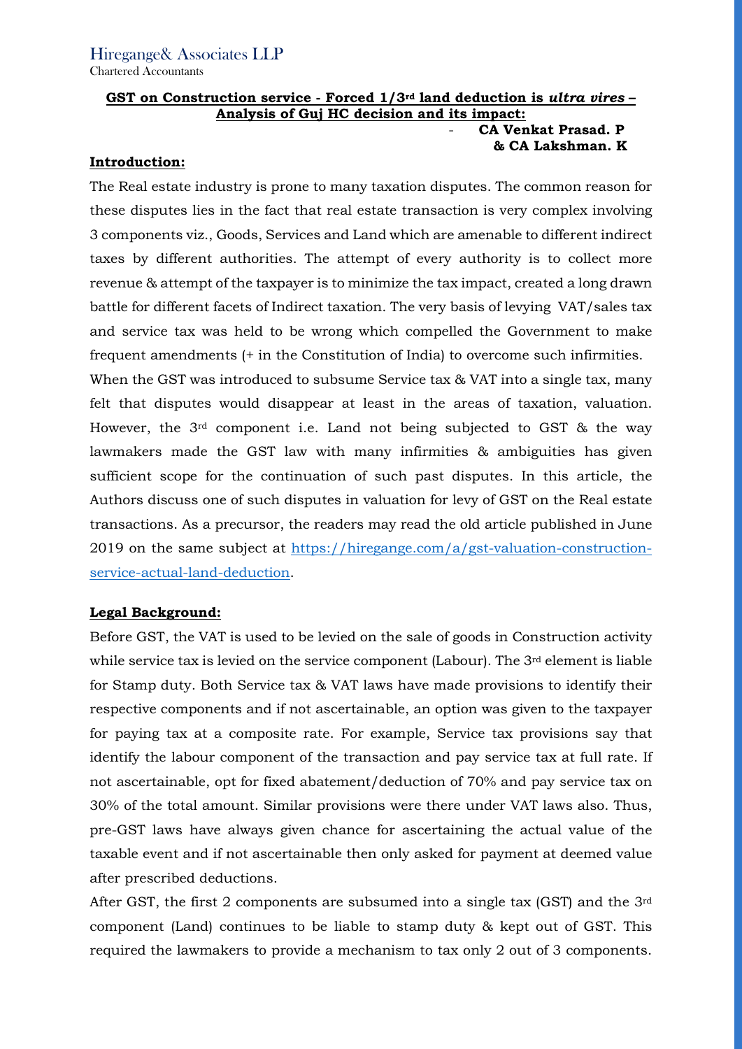Hiregange& Associates LLP

Chartered Accountants

## GST on Construction service - Forced 1/3rd land deduction is *ultra vires* – Analysis of Guj HC decision and its impact:

- **CA Venkat Prasad. P & CA Lakshman. K**

### Introduction:

The Real estate industry is prone to many taxation disputes. The common reason for these disputes lies in the fact that real estate transaction is very complex involving 3 components viz., Goods, Services and Land which are amenable to different indirect taxes by different authorities. The attempt of every authority is to collect more revenue & attempt of the taxpayer is to minimize the tax impact, created a long drawn battle for different facets of Indirect taxation. The very basis of levying VAT/sales tax and service tax was held to be wrong which compelled the Government to make frequent amendments (+ in the Constitution of India) to overcome such infirmities.

When the GST was introduced to subsume Service tax & VAT into a single tax, many felt that disputes would disappear at least in the areas of taxation, valuation. However, the 3rd component i.e. Land not being subjected to GST & the way lawmakers made the GST law with many infirmities & ambiguities has given sufficient scope for the continuation of such past disputes. In this article, the Authors discuss one of such disputes in valuation for levy of GST on the Real estate transactions. As a precursor, the readers may read the old article published in June 2019 on the same subject at https://hiregange.com/a/gst-valuation-construction-service-actual-land-deduction.

### Legal Background:

Before GST, the VAT is used to be levied on the sale of goods in Construction activity while service tax is levied on the service component (Labour). The 3rd element is liable for Stamp duty. Both Service tax & VAT laws have made provisions to identify their respective components and if not ascertainable, an option was given to the taxpayer for paying tax at a composite rate. For example, Service tax provisions say that identify the labour component of the transaction and pay service tax at full rate. If not ascertainable, opt for fixed abatement/deduction of 70% and pay service tax on 30% of the total amount. Similar provisions were there under VAT laws also. Thus, pre-GST laws have always given chance for ascertaining the actual value of the taxable event and if not ascertainable then only asked for payment at deemed value after prescribed deductions.

After GST, the first 2 components are subsumed into a single tax (GST) and the 3rd component (Land) continues to be liable to stamp duty & kept out of GST. This required the lawmakers to provide a mechanism to tax only 2 out of 3 components.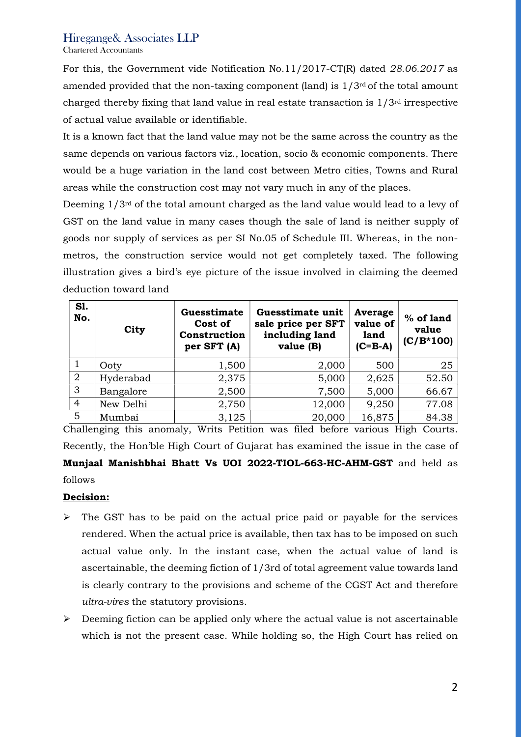For this, the Government vide Notification No.11/2017-CT(R) dated *28.06.2017* as amended provided that the non-taxing component (land) is 1/3rd of the total amount charged thereby fixing that land value in real estate transaction is 1/3rd irrespective of actual value available or identifiable.

It is a known fact that the land value may not be the same across the country as the same depends on various factors viz., location, socio & economic components. There would be a huge variation in the land cost between Metro cities, Towns and Rural areas while the construction cost may not vary much in any of the places.

Deeming 1/3rd of the total amount charged as the land value would lead to a levy of GST on the land value in many cases though the sale of land is neither supply of goods nor supply of services as per SI No.05 of Schedule III. Whereas, in the non-metros, the construction service would not get completely taxed. The following illustration gives a bird's eye picture of the issue involved in claiming the deemed deduction toward land

| Sl. No. | City | Guesstimate Cost of Construction per SFT (A) | Guesstimate unit sale price per SFT including land value (B) | Average value of land (C=B-A) | % of land value (C/B*100) |
|---|---|---|---|---|---|
| 1 | Ooty | 1,500 | 2,000 | 500 | 25 |
| 2 | Hyderabad | 2,375 | 5,000 | 2,625 | 52.50 |
| 3 | Bangalore | 2,500 | 7,500 | 5,000 | 66.67 |
| 4 | New Delhi | 2,750 | 12,000 | 9,250 | 77.08 |
| 5 | Mumbai | 3,125 | 20,000 | 16,875 | 84.38 |

Challenging this anomaly, Writs Petition was filed before various High Courts. Recently, the Hon'ble High Court of Gujarat has examined the issue in the case of **Munjaal Manishbhai Bhatt Vs UOI 2022-TIOL-663-HC-AHM-GST** and held as follows

**Decision:**

- The GST has to be paid on the actual price paid or payable for the services rendered. When the actual price is available, then tax has to be imposed on such actual value only. In the instant case, when the actual value of land is ascertainable, the deeming fiction of 1/3rd of total agreement value towards land is clearly contrary to the provisions and scheme of the CGST Act and therefore *ultra-vires* the statutory provisions.
- Deeming fiction can be applied only where the actual value is not ascertainable which is not the present case. While holding so, the High Court has relied on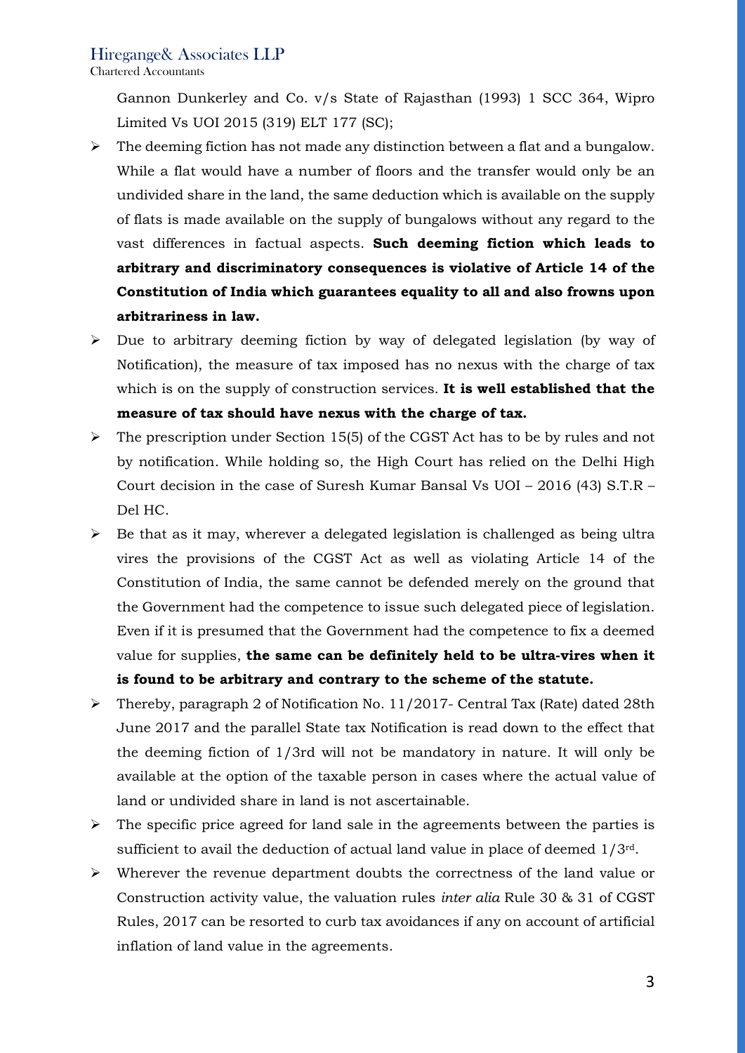Gannon Dunkerley and Co. v/s State of Rajasthan (1993) 1 SCC 364, Wipro Limited Vs UOI 2015 (319) ELT 177 (SC);

- The deeming fiction has not made any distinction between a flat and a bungalow. While a flat would have a number of floors and the transfer would only be an undivided share in the land, the same deduction which is available on the supply of flats is made available on the supply of bungalows without any regard to the vast differences in factual aspects. **Such deeming fiction which leads to arbitrary and discriminatory consequences is violative of Article 14 of the Constitution of India which guarantees equality to all and also frowns upon arbitrariness in law.**
- Due to arbitrary deeming fiction by way of delegated legislation (by way of Notification), the measure of tax imposed has no nexus with the charge of tax which is on the supply of construction services. **It is well established that the measure of tax should have nexus with the charge of tax.**
- The prescription under Section 15(5) of the CGST Act has to be by rules and not by notification. While holding so, the High Court has relied on the Delhi High Court decision in the case of Suresh Kumar Bansal Vs UOI – 2016 (43) S.T.R – Del HC.
- Be that as it may, wherever a delegated legislation is challenged as being ultra vires the provisions of the CGST Act as well as violating Article 14 of the Constitution of India, the same cannot be defended merely on the ground that the Government had the competence to issue such delegated piece of legislation. Even if it is presumed that the Government had the competence to fix a deemed value for supplies, **the same can be definitely held to be ultra-vires when it is found to be arbitrary and contrary to the scheme of the statute.**
- Thereby, paragraph 2 of Notification No. 11/2017- Central Tax (Rate) dated 28th June 2017 and the parallel State tax Notification is read down to the effect that the deeming fiction of 1/3rd will not be mandatory in nature. It will only be available at the option of the taxable person in cases where the actual value of land or undivided share in land is not ascertainable.
- The specific price agreed for land sale in the agreements between the parties is sufficient to avail the deduction of actual land value in place of deemed 1/3rd.
- Wherever the revenue department doubts the correctness of the land value or Construction activity value, the valuation rules *inter alia* Rule 30 & 31 of CGST Rules, 2017 can be resorted to curb tax avoidances if any on account of artificial inflation of land value in the agreements.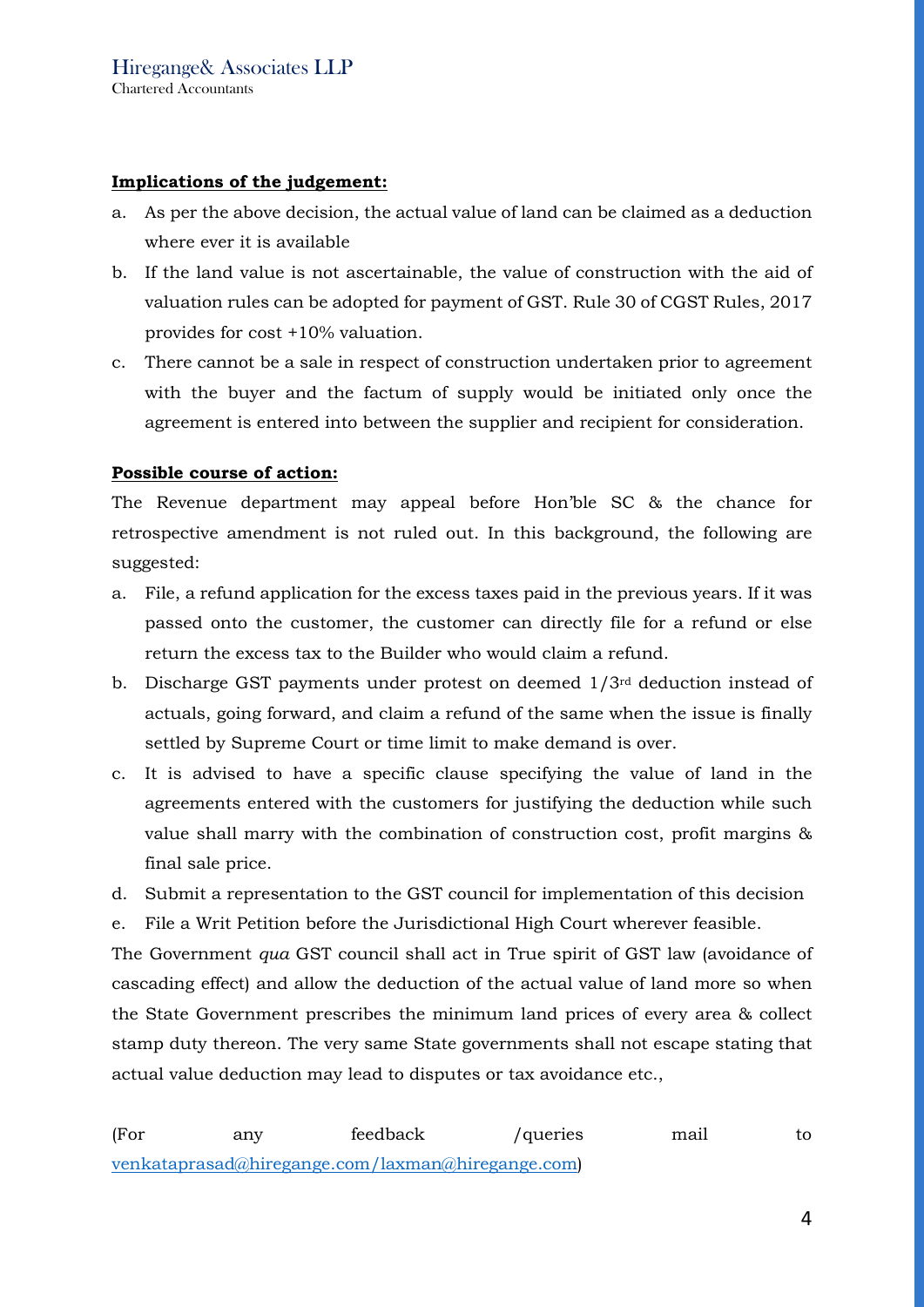**Implications of the judgement:**

a. As per the above decision, the actual value of land can be claimed as a deduction where ever it is available

b. If the land value is not ascertainable, the value of construction with the aid of valuation rules can be adopted for payment of GST. Rule 30 of CGST Rules, 2017 provides for cost +10% valuation.

c. There cannot be a sale in respect of construction undertaken prior to agreement with the buyer and the factum of supply would be initiated only once the agreement is entered into between the supplier and recipient for consideration.

**Possible course of action:**

The Revenue department may appeal before Hon'ble SC & the chance for retrospective amendment is not ruled out. In this background, the following are suggested:

a. File, a refund application for the excess taxes paid in the previous years. If it was passed onto the customer, the customer can directly file for a refund or else return the excess tax to the Builder who would claim a refund.

b. Discharge GST payments under protest on deemed 1/3rd deduction instead of actuals, going forward, and claim a refund of the same when the issue is finally settled by Supreme Court or time limit to make demand is over.

c. It is advised to have a specific clause specifying the value of land in the agreements entered with the customers for justifying the deduction while such value shall marry with the combination of construction cost, profit margins & final sale price.

d. Submit a representation to the GST council for implementation of this decision

e. File a Writ Petition before the Jurisdictional High Court wherever feasible.

The Government *qua* GST council shall act in True spirit of GST law (avoidance of cascading effect) and allow the deduction of the actual value of land more so when the State Government prescribes the minimum land prices of every area & collect stamp duty thereon. The very same State governments shall not escape stating that actual value deduction may lead to disputes or tax avoidance etc.,

(For any feedback /queries mail to venkataprasad@hiregange.com/laxman@hiregange.com)